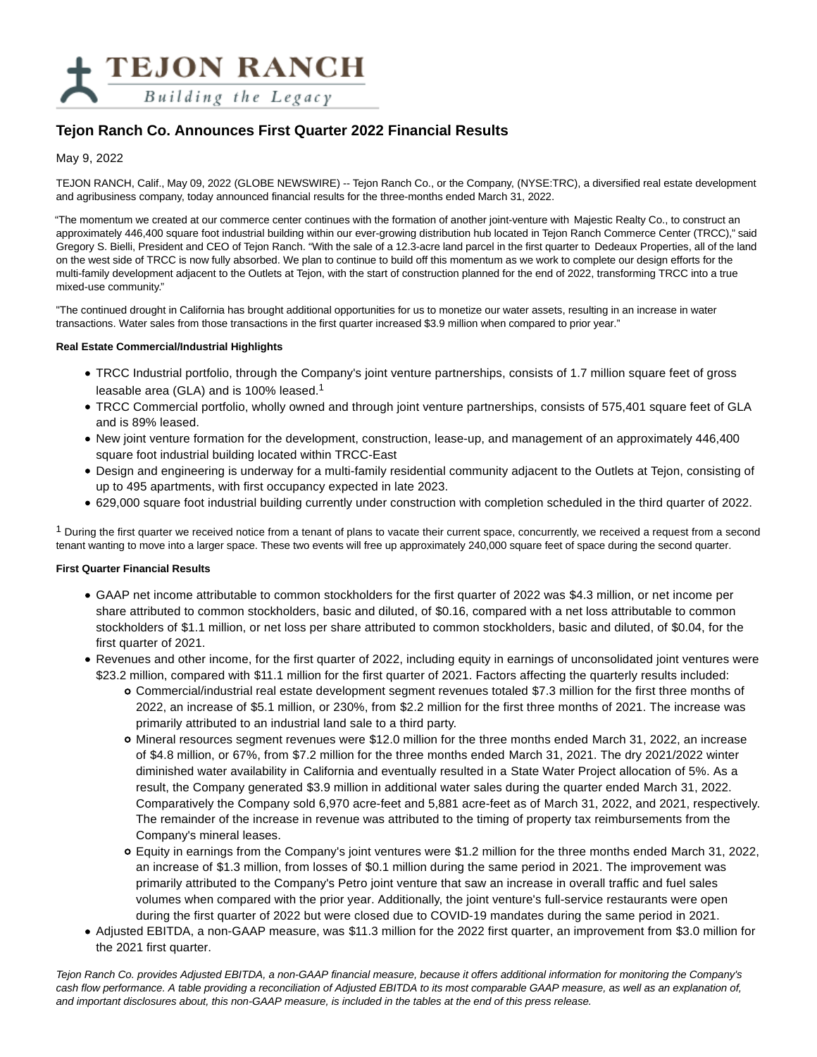# Tejon Ranch Co. Announces First Quarter 2022 Financial Results

May 9, 2022

TEJON RANCH, Calif., May 09, 2022 (GLOBE NEWSWIRE) -- Tejon Ranch Co., or the Company, (NYSE:TRC), a diversified real estate development and agribusiness company, today announced financial results for the three-months ended March 31, 2022.

"The momentum we created at our commerce center continues with the formation of another joint-venture with Majestic Realty Co., to construct an approximately 446,400 square foot industrial building within our ever-growing distribution hub located in Tejon Ranch Commerce Center (TRCC)," said Gregory S. Bielli, President and CEO of Tejon Ranch. "With the sale of a 12.3-acre land parcel in the first quarter to Dedeaux Properties, all of the land on the west side of TRCC is now fully absorbed. We plan to continue to build off this momentum as we work to complete our design efforts for the multi-family development adjacent to the Outlets at Tejon, with the start of construction planned for the end of 2022, transforming TRCC into a true mixed-use community."

"The continued drought in California has brought additional opportunities for us to monetize our water assets, resulting in an increase in water transactions. Water sales from those transactions in the first quarter increased $3.9 million when compared to prior year."

**Real Estate Commercial/Industrial Highlights**

- TRCC Industrial portfolio, through the Company's joint venture partnerships, consists of 1.7 million square feet of gross leasable area (GLA) and is 100% leased.[1]
- TRCC Commercial portfolio, wholly owned and through joint venture partnerships, consists of 575,401 square feet of GLA and is 89% leased.
- New joint venture formation for the development, construction, lease-up, and management of an approximately 446,400 square foot industrial building located within TRCC-East
- Design and engineering is underway for a multi-family residential community adjacent to the Outlets at Tejon, consisting of up to 495 apartments, with first occupancy expected in late 2023.
- 629,000 square foot industrial building currently under construction with completion scheduled in the third quarter of 2022.

[1] During the first quarter we received notice from a tenant of plans to vacate their current space, concurrently, we received a request from a second tenant wanting to move into a larger space. These two events will free up approximately 240,000 square feet of space during the second quarter.

**First Quarter Financial Results**

- GAAP net income attributable to common stockholders for the first quarter of 2022 was $4.3 million, or net income per share attributed to common stockholders, basic and diluted, of $0.16, compared with a net loss attributable to common stockholders of $1.1 million, or net loss per share attributed to common stockholders, basic and diluted, of $0.04, for the first quarter of 2021.
- Revenues and other income, for the first quarter of 2022, including equity in earnings of unconsolidated joint ventures were $23.2 million, compared with $11.1 million for the first quarter of 2021. Factors affecting the quarterly results included:
  - Commercial/industrial real estate development segment revenues totaled $7.3 million for the first three months of 2022, an increase of $5.1 million, or 230%, from $2.2 million for the first three months of 2021. The increase was primarily attributed to an industrial land sale to a third party.
  - Mineral resources segment revenues were $12.0 million for the three months ended March 31, 2022, an increase of $4.8 million, or 67%, from $7.2 million for the three months ended March 31, 2021. The dry 2021/2022 winter diminished water availability in California and eventually resulted in a State Water Project allocation of 5%. As a result, the Company generated $3.9 million in additional water sales during the quarter ended March 31, 2022. Comparatively the Company sold 6,970 acre-feet and 5,881 acre-feet as of March 31, 2022, and 2021, respectively. The remainder of the increase in revenue was attributed to the timing of property tax reimbursements from the Company's mineral leases.
  - Equity in earnings from the Company's joint ventures were $1.2 million for the three months ended March 31, 2022, an increase of $1.3 million, from losses of $0.1 million during the same period in 2021. The improvement was primarily attributed to the Company's Petro joint venture that saw an increase in overall traffic and fuel sales volumes when compared with the prior year. Additionally, the joint venture's full-service restaurants were open during the first quarter of 2022 but were closed due to COVID-19 mandates during the same period in 2021.
- Adjusted EBITDA, a non-GAAP measure, was $11.3 million for the 2022 first quarter, an improvement from $3.0 million for the 2021 first quarter.

*Tejon Ranch Co. provides Adjusted EBITDA, a non-GAAP financial measure, because it offers additional information for monitoring the Company's cash flow performance. A table providing a reconciliation of Adjusted EBITDA to its most comparable GAAP measure, as well as an explanation of, and important disclosures about, this non-GAAP measure, is included in the tables at the end of this press release.*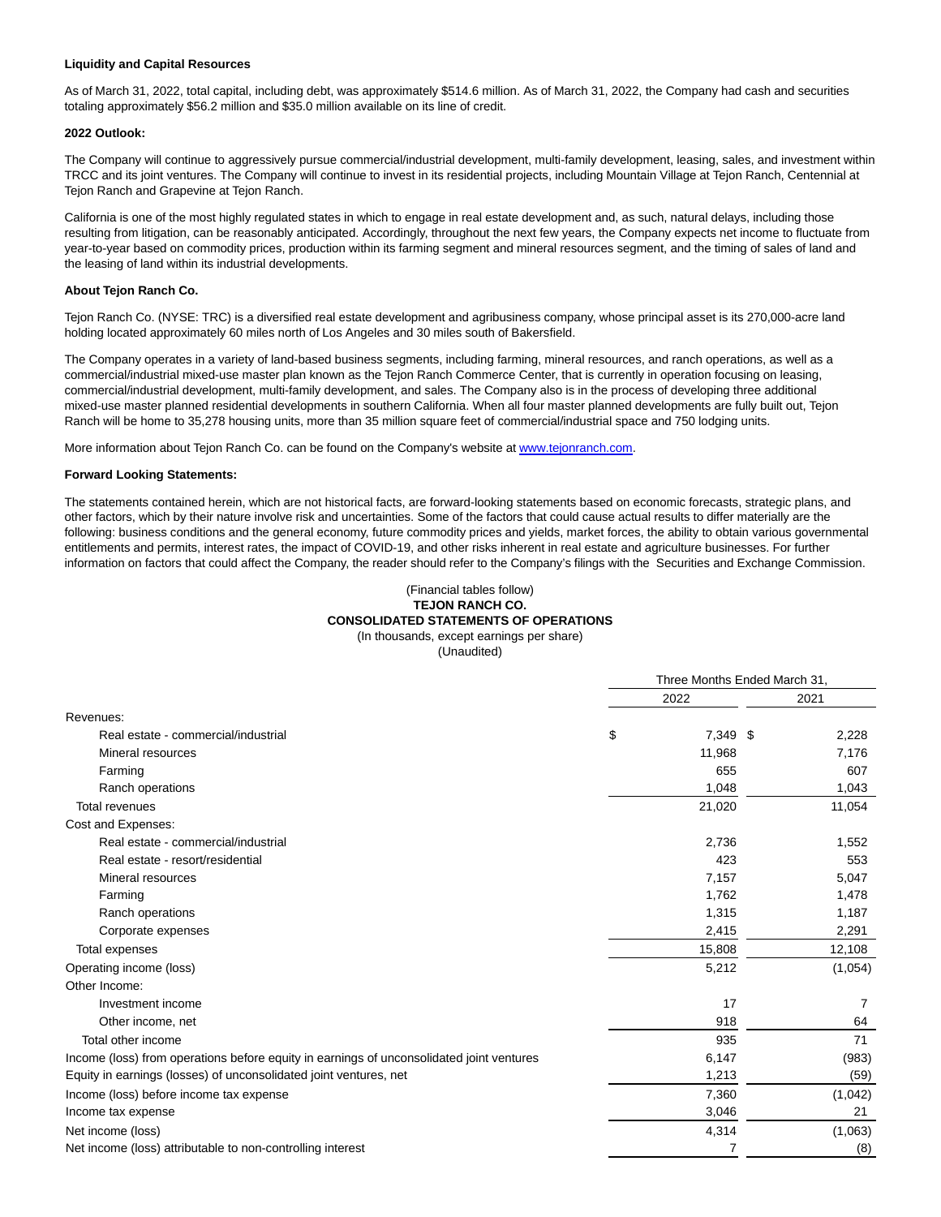**Liquidity and Capital Resources**

As of March 31, 2022, total capital, including debt, was approximately $514.6 million. As of March 31, 2022, the Company had cash and securities totaling approximately $56.2 million and $35.0 million available on its line of credit.

**2022 Outlook:**

The Company will continue to aggressively pursue commercial/industrial development, multi-family development, leasing, sales, and investment within TRCC and its joint ventures. The Company will continue to invest in its residential projects, including Mountain Village at Tejon Ranch, Centennial at Tejon Ranch and Grapevine at Tejon Ranch.

California is one of the most highly regulated states in which to engage in real estate development and, as such, natural delays, including those resulting from litigation, can be reasonably anticipated. Accordingly, throughout the next few years, the Company expects net income to fluctuate from year-to-year based on commodity prices, production within its farming segment and mineral resources segment, and the timing of sales of land and the leasing of land within its industrial developments.

**About Tejon Ranch Co.**

Tejon Ranch Co. (NYSE: TRC) is a diversified real estate development and agribusiness company, whose principal asset is its 270,000-acre land holding located approximately 60 miles north of Los Angeles and 30 miles south of Bakersfield.

The Company operates in a variety of land-based business segments, including farming, mineral resources, and ranch operations, as well as a commercial/industrial mixed-use master plan known as the Tejon Ranch Commerce Center, that is currently in operation focusing on leasing, commercial/industrial development, multi-family development, and sales. The Company also is in the process of developing three additional mixed-use master planned residential developments in southern California. When all four master planned developments are fully built out, Tejon Ranch will be home to 35,278 housing units, more than 35 million square feet of commercial/industrial space and 750 lodging units.

More information about Tejon Ranch Co. can be found on the Company's website at www.tejonranch.com.

**Forward Looking Statements:**

The statements contained herein, which are not historical facts, are forward-looking statements based on economic forecasts, strategic plans, and other factors, which by their nature involve risk and uncertainties. Some of the factors that could cause actual results to differ materially are the following: business conditions and the general economy, future commodity prices and yields, market forces, the ability to obtain various governmental entitlements and permits, interest rates, the impact of COVID-19, and other risks inherent in real estate and agriculture businesses. For further information on factors that could affect the Company, the reader should refer to the Company's filings with the Securities and Exchange Commission.

(Financial tables follow)

**TEJON RANCH CO.**
**CONSOLIDATED STATEMENTS OF OPERATIONS**
(In thousands, except earnings per share)
(Unaudited)

| | Three Months Ended March 31, | |
|---|---|---|
| | 2022 | 2021 |
| Revenues: | | |
| Real estate - commercial/industrial | $ 7,349 | $ 2,228 |
| Mineral resources | 11,968 | 7,176 |
| Farming | 655 | 607 |
| Ranch operations | 1,048 | 1,043 |
| Total revenues | 21,020 | 11,054 |
| Cost and Expenses: | | |
| Real estate - commercial/industrial | 2,736 | 1,552 |
| Real estate - resort/residential | 423 | 553 |
| Mineral resources | 7,157 | 5,047 |
| Farming | 1,762 | 1,478 |
| Ranch operations | 1,315 | 1,187 |
| Corporate expenses | 2,415 | 2,291 |
| Total expenses | 15,808 | 12,108 |
| Operating income (loss) | 5,212 | (1,054) |
| Other Income: | | |
| Investment income | 17 | 7 |
| Other income, net | 918 | 64 |
| Total other income | 935 | 71 |
| Income (loss) from operations before equity in earnings of unconsolidated joint ventures | 6,147 | (983) |
| Equity in earnings (losses) of unconsolidated joint ventures, net | 1,213 | (59) |
| Income (loss) before income tax expense | 7,360 | (1,042) |
| Income tax expense | 3,046 | 21 |
| Net income (loss) | 4,314 | (1,063) |
| Net income (loss) attributable to non-controlling interest | 7 | (8) |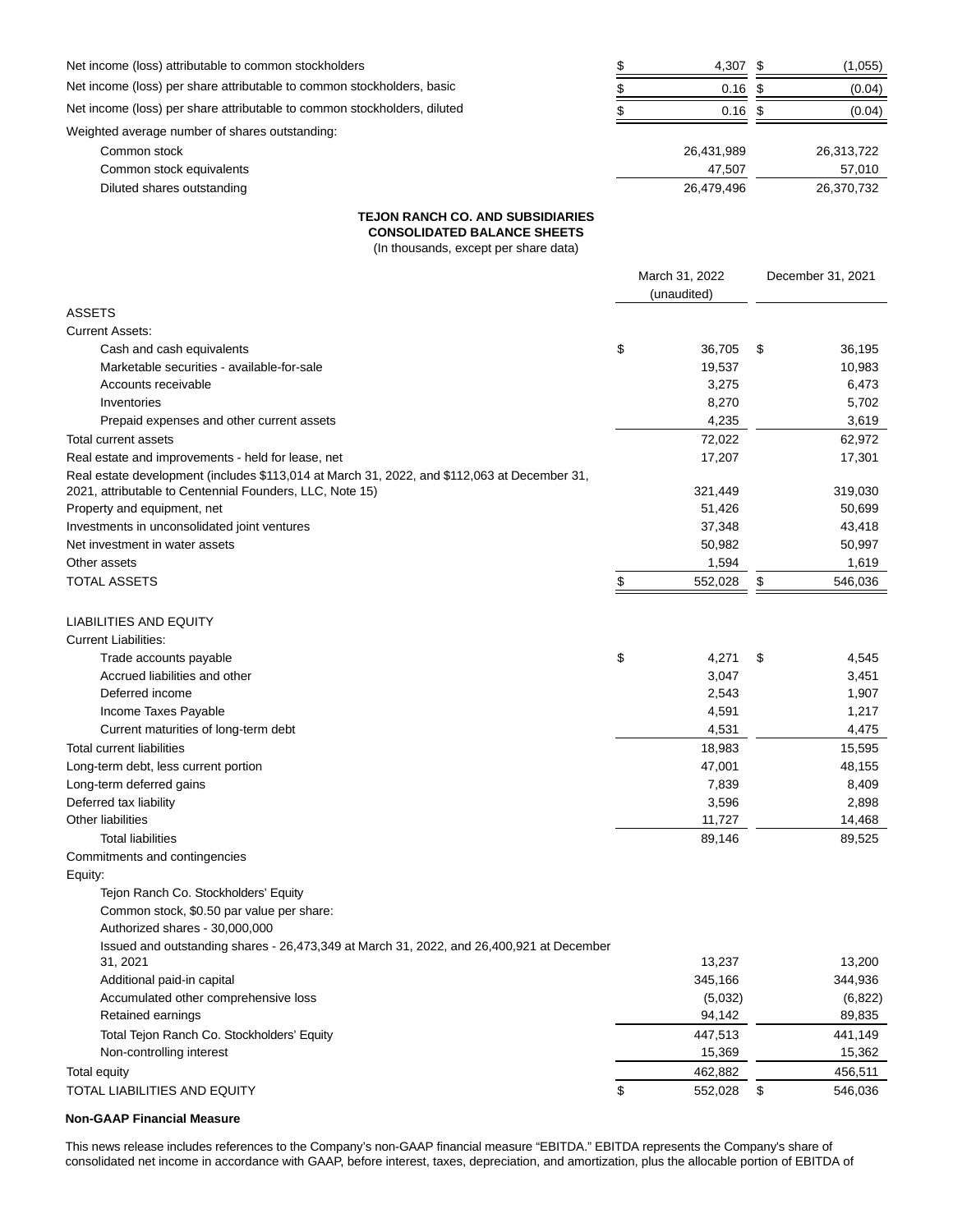| | | |
|---|---|---|
| Net income (loss) attributable to common stockholders | $ 4,307 | $ (1,055) |
| Net income (loss) per share attributable to common stockholders, basic | $ 0.16 | $ (0.04) |
| Net income (loss) per share attributable to common stockholders, diluted | $ 0.16 | $ (0.04) |
| Weighted average number of shares outstanding: | | |
| Common stock | 26,431,989 | 26,313,722 |
| Common stock equivalents | 47,507 | 57,010 |
| Diluted shares outstanding | 26,479,496 | 26,370,732 |

**TEJON RANCH CO. AND SUBSIDIARIES**
**CONSOLIDATED BALANCE SHEETS**
(In thousands, except per share data)

| | March 31, 2022 (unaudited) | December 31, 2021 |
|---|---|---|
| ASSETS | | |
| Current Assets: | | |
| Cash and cash equivalents | $ 36,705 | $ 36,195 |
| Marketable securities - available-for-sale | 19,537 | 10,983 |
| Accounts receivable | 3,275 | 6,473 |
| Inventories | 8,270 | 5,702 |
| Prepaid expenses and other current assets | 4,235 | 3,619 |
| Total current assets | 72,022 | 62,972 |
| Real estate and improvements - held for lease, net | 17,207 | 17,301 |
| Real estate development (includes $113,014 at March 31, 2022, and $112,063 at December 31, 2021, attributable to Centennial Founders, LLC, Note 15) | 321,449 | 319,030 |
| Property and equipment, net | 51,426 | 50,699 |
| Investments in unconsolidated joint ventures | 37,348 | 43,418 |
| Net investment in water assets | 50,982 | 50,997 |
| Other assets | 1,594 | 1,619 |
| TOTAL ASSETS | $ 552,028 | $ 546,036 |
| | | |
| LIABILITIES AND EQUITY | | |
| Current Liabilities: | | |
| Trade accounts payable | $ 4,271 | $ 4,545 |
| Accrued liabilities and other | 3,047 | 3,451 |
| Deferred income | 2,543 | 1,907 |
| Income Taxes Payable | 4,591 | 1,217 |
| Current maturities of long-term debt | 4,531 | 4,475 |
| Total current liabilities | 18,983 | 15,595 |
| Long-term debt, less current portion | 47,001 | 48,155 |
| Long-term deferred gains | 7,839 | 8,409 |
| Deferred tax liability | 3,596 | 2,898 |
| Other liabilities | 11,727 | 14,468 |
| Total liabilities | 89,146 | 89,525 |
| Commitments and contingencies | | |
| Equity: | | |
| Tejon Ranch Co. Stockholders' Equity | | |
| Common stock, $0.50 par value per share: | | |
| Authorized shares - 30,000,000 | | |
| Issued and outstanding shares - 26,473,349 at March 31, 2022, and 26,400,921 at December 31, 2021 | 13,237 | 13,200 |
| Additional paid-in capital | 345,166 | 344,936 |
| Accumulated other comprehensive loss | (5,032) | (6,822) |
| Retained earnings | 94,142 | 89,835 |
| Total Tejon Ranch Co. Stockholders' Equity | 447,513 | 441,149 |
| Non-controlling interest | 15,369 | 15,362 |
| Total equity | 462,882 | 456,511 |
| TOTAL LIABILITIES AND EQUITY | $ 552,028 | $ 546,036 |

**Non-GAAP Financial Measure**

This news release includes references to the Company's non-GAAP financial measure "EBITDA." EBITDA represents the Company's share of consolidated net income in accordance with GAAP, before interest, taxes, depreciation, and amortization, plus the allocable portion of EBITDA of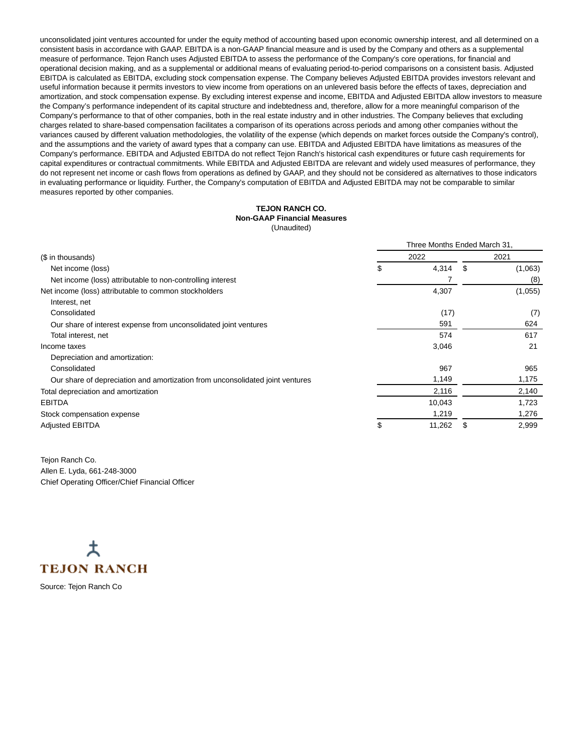unconsolidated joint ventures accounted for under the equity method of accounting based upon economic ownership interest, and all determined on a consistent basis in accordance with GAAP. EBITDA is a non-GAAP financial measure and is used by the Company and others as a supplemental measure of performance. Tejon Ranch uses Adjusted EBITDA to assess the performance of the Company's core operations, for financial and operational decision making, and as a supplemental or additional means of evaluating period-to-period comparisons on a consistent basis. Adjusted EBITDA is calculated as EBITDA, excluding stock compensation expense. The Company believes Adjusted EBITDA provides investors relevant and useful information because it permits investors to view income from operations on an unlevered basis before the effects of taxes, depreciation and amortization, and stock compensation expense. By excluding interest expense and income, EBITDA and Adjusted EBITDA allow investors to measure the Company's performance independent of its capital structure and indebtedness and, therefore, allow for a more meaningful comparison of the Company's performance to that of other companies, both in the real estate industry and in other industries. The Company believes that excluding charges related to share-based compensation facilitates a comparison of its operations across periods and among other companies without the variances caused by different valuation methodologies, the volatility of the expense (which depends on market forces outside the Company's control), and the assumptions and the variety of award types that a company can use. EBITDA and Adjusted EBITDA have limitations as measures of the Company's performance. EBITDA and Adjusted EBITDA do not reflect Tejon Ranch's historical cash expenditures or future cash requirements for capital expenditures or contractual commitments. While EBITDA and Adjusted EBITDA are relevant and widely used measures of performance, they do not represent net income or cash flows from operations as defined by GAAP, and they should not be considered as alternatives to those indicators in evaluating performance or liquidity. Further, the Company's computation of EBITDA and Adjusted EBITDA may not be comparable to similar measures reported by other companies.

**TEJON RANCH CO.**
**Non-GAAP Financial Measures**
(Unaudited)

| | Three Months Ended March 31, | |
|---|---|---|
| ($ in thousands) | 2022 | 2021 |
| Net income (loss) | $ 4,314 | $ (1,063) |
| Net income (loss) attributable to non-controlling interest | 7 | (8) |
| Net income (loss) attributable to common stockholders | 4,307 | (1,055) |
| Interest, net | | |
| Consolidated | (17) | (7) |
| Our share of interest expense from unconsolidated joint ventures | 591 | 624 |
| Total interest, net | 574 | 617 |
| Income taxes | 3,046 | 21 |
| Depreciation and amortization: | | |
| Consolidated | 967 | 965 |
| Our share of depreciation and amortization from unconsolidated joint ventures | 1,149 | 1,175 |
| Total depreciation and amortization | 2,116 | 2,140 |
| EBITDA | 10,043 | 1,723 |
| Stock compensation expense | 1,219 | 1,276 |
| Adjusted EBITDA | $ 11,262 | $ 2,999 |

Tejon Ranch Co.
Allen E. Lyda, 661-248-3000
Chief Operating Officer/Chief Financial Officer

TEJON RANCH

Source: Tejon Ranch Co